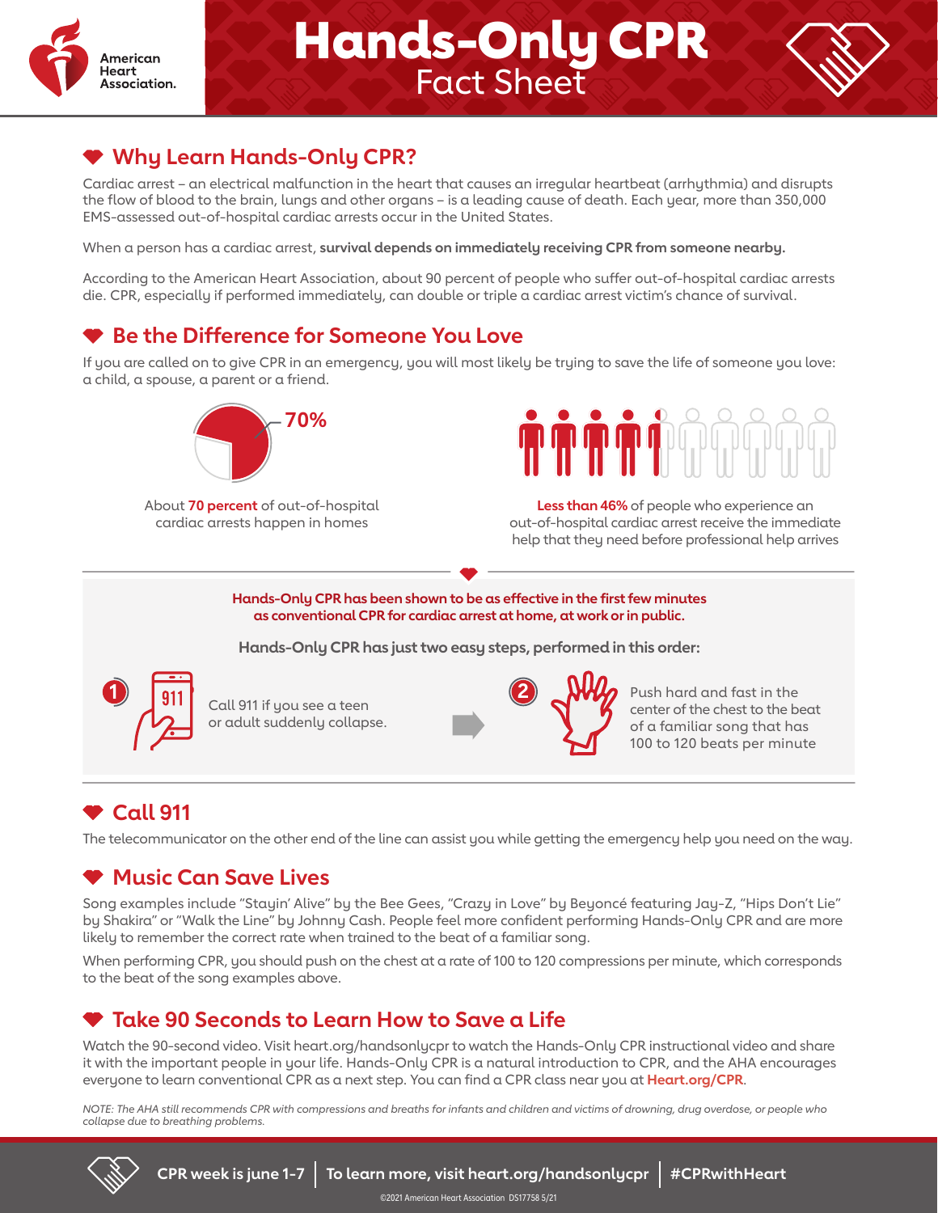American Heart Association.

# Hands-Only CPR
## Fact Sheet

## Why Learn Hands-Only CPR?

Cardiac arrest – an electrical malfunction in the heart that causes an irregular heartbeat (arrhythmia) and disrupts the flow of blood to the brain, lungs and other organs – is a leading cause of death. Each year, more than 350,000 EMS-assessed out-of-hospital cardiac arrests occur in the United States.

When a person has a cardiac arrest, **survival depends on immediately receiving CPR from someone nearby.**

According to the American Heart Association, about 90 percent of people who suffer out-of-hospital cardiac arrests die. CPR, especially if performed immediately, can double or triple a cardiac arrest victim's chance of survival.

## Be the Difference for Someone You Love

If you are called on to give CPR in an emergency, you will most likely be trying to save the life of someone you love: a child, a spouse, a parent or a friend.

**70%**

About **70 percent** of out-of-hospital cardiac arrests happen in homes

**Less than 46%** of people who experience an out-of-hospital cardiac arrest receive the immediate help that they need before professional help arrives

**Hands-Only CPR has been shown to be as effective in the first few minutes as conventional CPR for cardiac arrest at home, at work or in public.**

**Hands-Only CPR has just two easy steps, performed in this order:**

1. Call 911 if you see a teen or adult suddenly collapse.
2. Push hard and fast in the center of the chest to the beat of a familiar song that has 100 to 120 beats per minute

## Call 911

The telecommunicator on the other end of the line can assist you while getting the emergency help you need on the way.

## Music Can Save Lives

Song examples include "Stayin' Alive" by the Bee Gees, "Crazy in Love" by Beyoncé featuring Jay-Z, "Hips Don't Lie" by Shakira" or "Walk the Line" by Johnny Cash. People feel more confident performing Hands-Only CPR and are more likely to remember the correct rate when trained to the beat of a familiar song.

When performing CPR, you should push on the chest at a rate of 100 to 120 compressions per minute, which corresponds to the beat of the song examples above.

## Take 90 Seconds to Learn How to Save a Life

Watch the 90-second video. Visit heart.org/handsonlycpr to watch the Hands-Only CPR instructional video and share it with the important people in your life. Hands-Only CPR is a natural introduction to CPR, and the AHA encourages everyone to learn conventional CPR as a next step. You can find a CPR class near you at **Heart.org/CPR**.

*NOTE: The AHA still recommends CPR with compressions and breaths for infants and children and victims of drowning, drug overdose, or people who collapse due to breathing problems.*

**CPR week is june 1-7 | To learn more, visit heart.org/handsonlycpr | #CPRwithHeart**

©2021 American Heart Association DS17758 5/21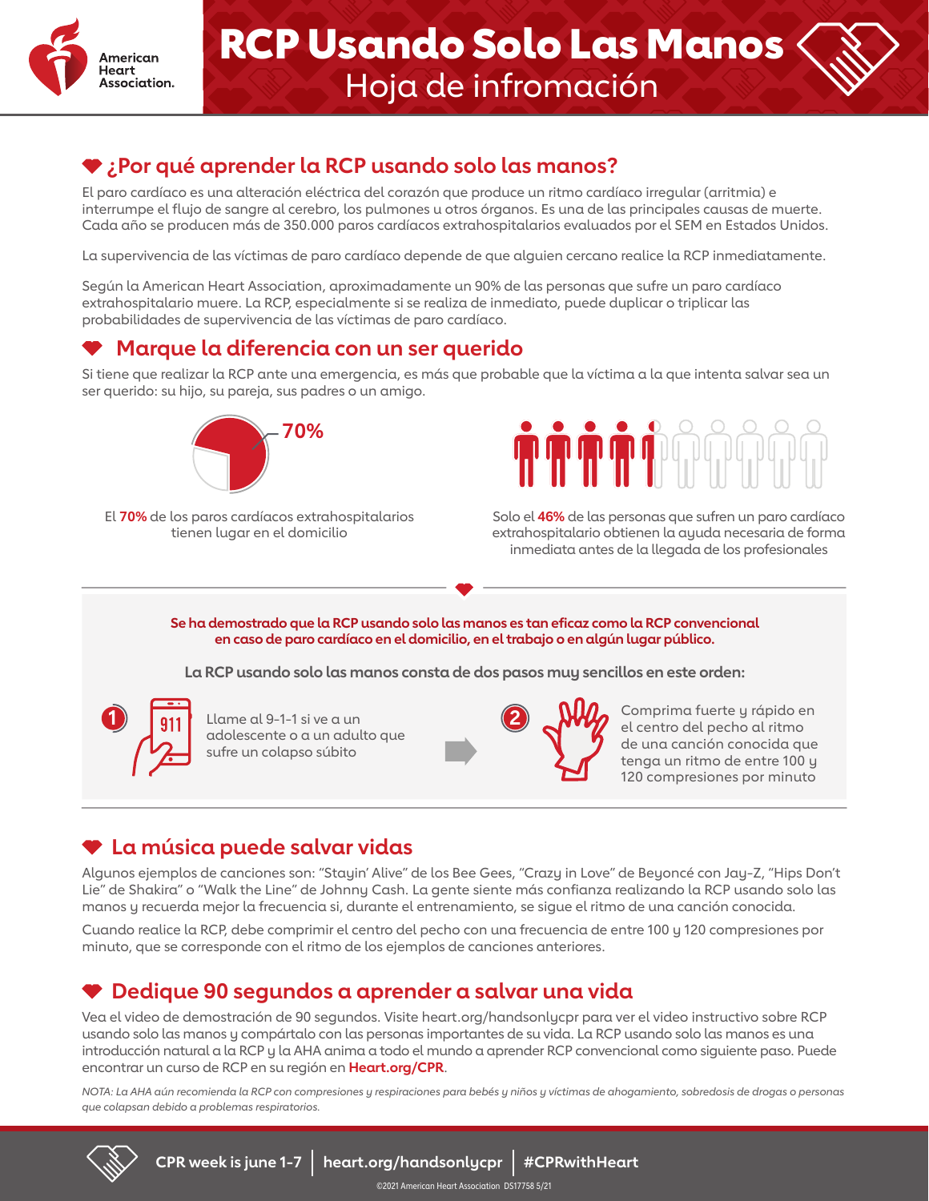# RCP Usando Solo Las Manos

## Hoja de infromación

American Heart Association.

## ¿Por qué aprender la RCP usando solo las manos?

El paro cardíaco es una alteración eléctrica del corazón que produce un ritmo cardíaco irregular (arritmia) e interrumpe el flujo de sangre al cerebro, los pulmones u otros órganos. Es una de las principales causas de muerte. Cada año se producen más de 350.000 paros cardíacos extrahospitalarios evaluados por el SEM en Estados Unidos.

La supervivencia de las víctimas de paro cardíaco depende de que alguien cercano realice la RCP inmediatamente.

Según la American Heart Association, aproximadamente un 90% de las personas que sufre un paro cardíaco extrahospitalario muere. La RCP, especialmente si se realiza de inmediato, puede duplicar o triplicar las probabilidades de supervivencia de las víctimas de paro cardíaco.

## Marque la diferencia con un ser querido

Si tiene que realizar la RCP ante una emergencia, es más que probable que la víctima a la que intenta salvar sea un ser querido: su hijo, su pareja, sus padres o un amigo.

70%

El **70%** de los paros cardíacos extrahospitalarios tienen lugar en el domicilio

Solo el **46%** de las personas que sufren un paro cardíaco extrahospitalario obtienen la ayuda necesaria de forma inmediata antes de la llegada de los profesionales

**Se ha demostrado que la RCP usando solo las manos es tan eficaz como la RCP convencional en caso de paro cardíaco en el domicilio, en el trabajo o en algún lugar público.**

**La RCP usando solo las manos consta de dos pasos muy sencillos en este orden:**

1. Llame al 9-1-1 si ve a un adolescente o a un adulto que sufre un colapso súbito
2. Comprima fuerte y rápido en el centro del pecho al ritmo de una canción conocida que tenga un ritmo de entre 100 y 120 compresiones por minuto

## La música puede salvar vidas

Algunos ejemplos de canciones son: "Stayin' Alive" de los Bee Gees, "Crazy in Love" de Beyoncé con Jay-Z, "Hips Don't Lie" de Shakira" o "Walk the Line" de Johnny Cash. La gente siente más confianza realizando la RCP usando solo las manos y recuerda mejor la frecuencia si, durante el entrenamiento, se sigue el ritmo de una canción conocida.

Cuando realice la RCP, debe comprimir el centro del pecho con una frecuencia de entre 100 y 120 compresiones por minuto, que se corresponde con el ritmo de los ejemplos de canciones anteriores.

## Dedique 90 segundos a aprender a salvar una vida

Vea el video de demostración de 90 segundos. Visite heart.org/handsonlycpr para ver el video instructivo sobre RCP usando solo las manos y compártalo con las personas importantes de su vida. La RCP usando solo las manos es una introducción natural a la RCP y la AHA anima a todo el mundo a aprender RCP convencional como siguiente paso. Puede encontrar un curso de RCP en su región en **Heart.org/CPR**.

*NOTA: La AHA aún recomienda la RCP con compresiones y respiraciones para bebés y niños y víctimas de ahogamiento, sobredosis de drogas o personas que colapsan debido a problemas respiratorios.*

CPR week is june 1-7 | heart.org/handsonlycpr | #CPRwithHeart

©2021 American Heart Association DS17758 5/21